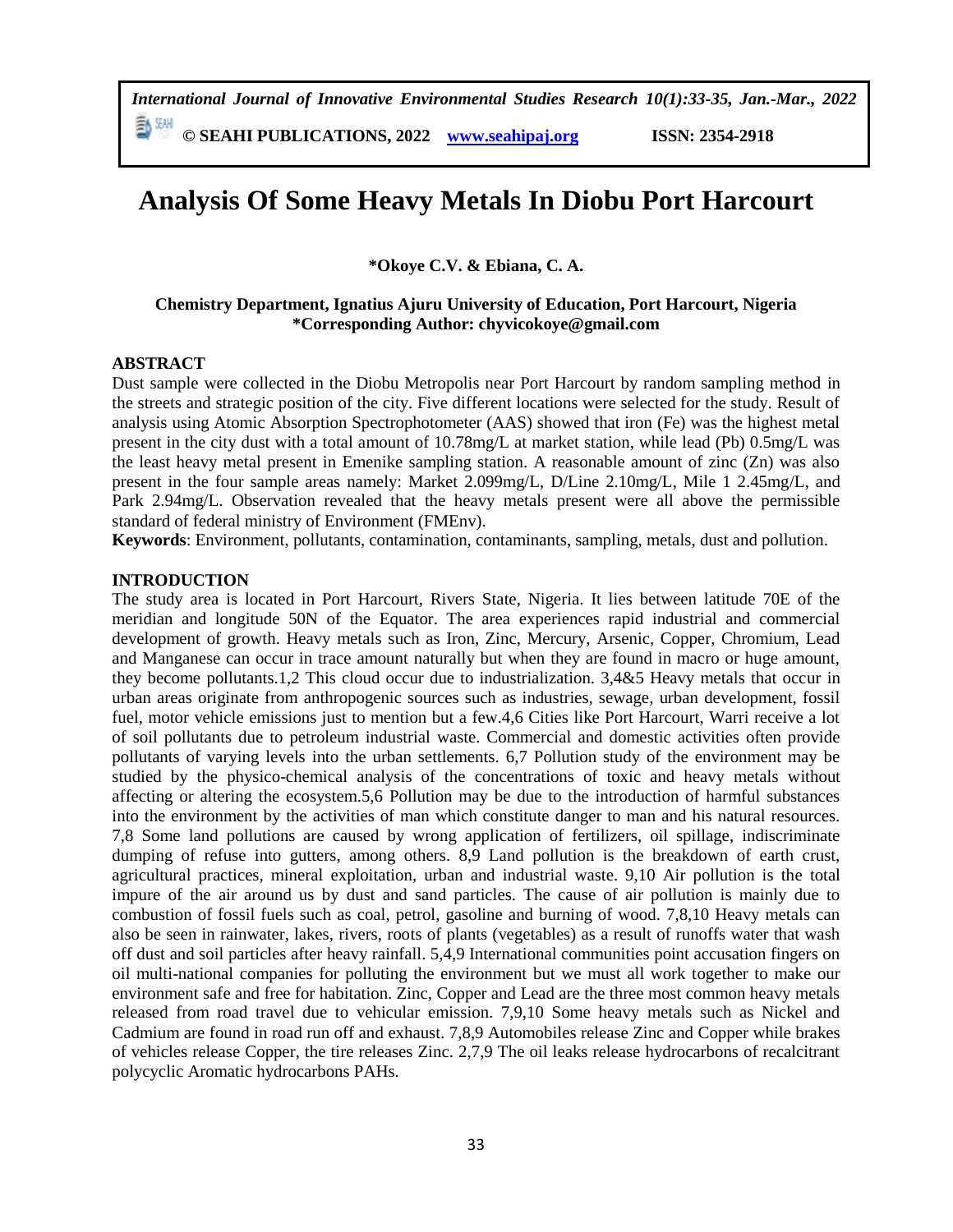# Analysis Of Some Heavy Metals In Diobu Port Harcourt

**\*Okoye C.V. & Ebiana, C. A.**

**Chemistry Department, Ignatius Ajuru University of Education, Port Harcourt, Nigeria**
**\*Corresponding Author: chyvicokoye@gmail.com**

## ABSTRACT

Dust sample were collected in the Diobu Metropolis near Port Harcourt by random sampling method in the streets and strategic position of the city. Five different locations were selected for the study. Result of analysis using Atomic Absorption Spectrophotometer (AAS) showed that iron (Fe) was the highest metal present in the city dust with a total amount of 10.78mg/L at market station, while lead (Pb) 0.5mg/L was the least heavy metal present in Emenike sampling station. A reasonable amount of zinc (Zn) was also present in the four sample areas namely: Market 2.099mg/L, D/Line 2.10mg/L, Mile 1 2.45mg/L, and Park 2.94mg/L. Observation revealed that the heavy metals present were all above the permissible standard of federal ministry of Environment (FMEnv).

**Keywords**: Environment, pollutants, contamination, contaminants, sampling, metals, dust and pollution.

## INTRODUCTION

The study area is located in Port Harcourt, Rivers State, Nigeria. It lies between latitude 70E of the meridian and longitude 50N of the Equator. The area experiences rapid industrial and commercial development of growth. Heavy metals such as Iron, Zinc, Mercury, Arsenic, Copper, Chromium, Lead and Manganese can occur in trace amount naturally but when they are found in macro or huge amount, they become pollutants.[1,2] This cloud occur due to industrialization.[3,4&5] Heavy metals that occur in urban areas originate from anthropogenic sources such as industries, sewage, urban development, fossil fuel, motor vehicle emissions just to mention but a few.[4,6] Cities like Port Harcourt, Warri receive a lot of soil pollutants due to petroleum industrial waste. Commercial and domestic activities often provide pollutants of varying levels into the urban settlements.[6,7] Pollution study of the environment may be studied by the physico-chemical analysis of the concentrations of toxic and heavy metals without affecting or altering the ecosystem.[5,6] Pollution may be due to the introduction of harmful substances into the environment by the activities of man which constitute danger to man and his natural resources.[7,8] Some land pollutions are caused by wrong application of fertilizers, oil spillage, indiscriminate dumping of refuse into gutters, among others.[8,9] Land pollution is the breakdown of earth crust, agricultural practices, mineral exploitation, urban and industrial waste.[9,10] Air pollution is the total impure of the air around us by dust and sand particles. The cause of air pollution is mainly due to combustion of fossil fuels such as coal, petrol, gasoline and burning of wood.[7,8,10] Heavy metals can also be seen in rainwater, lakes, rivers, roots of plants (vegetables) as a result of runoffs water that wash off dust and soil particles after heavy rainfall.[5,4,9] International communities point accusation fingers on oil multi-national companies for polluting the environment but we must all work together to make our environment safe and free for habitation. Zinc, Copper and Lead are the three most common heavy metals released from road travel due to vehicular emission.[7,9,10] Some heavy metals such as Nickel and Cadmium are found in road run off and exhaust.[7,8,9] Automobiles release Zinc and Copper while brakes of vehicles release Copper, the tire releases Zinc.[2,7,9] The oil leaks release hydrocarbons of recalcitrant polycyclic Aromatic hydrocarbons PAHs.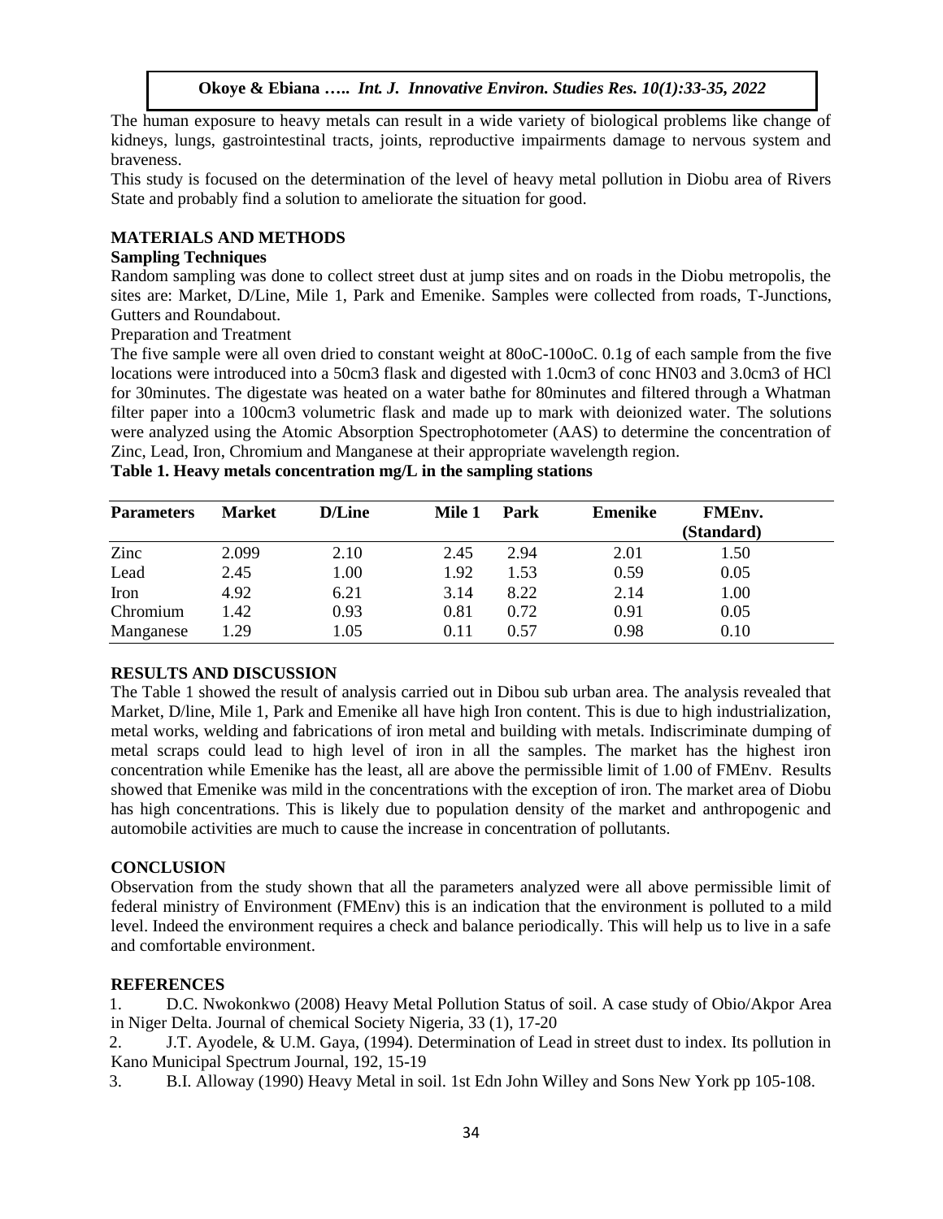The human exposure to heavy metals can result in a wide variety of biological problems like change of kidneys, lungs, gastrointestinal tracts, joints, reproductive impairments damage to nervous system and braveness.

This study is focused on the determination of the level of heavy metal pollution in Diobu area of Rivers State and probably find a solution to ameliorate the situation for good.

## MATERIALS AND METHODS

### Sampling Techniques

Random sampling was done to collect street dust at jump sites and on roads in the Diobu metropolis, the sites are: Market, D/Line, Mile 1, Park and Emenike. Samples were collected from roads, T-Junctions, Gutters and Roundabout.

Preparation and Treatment

The five sample were all oven dried to constant weight at 80oC-100oC. 0.1g of each sample from the five locations were introduced into a 50cm3 flask and digested with 1.0cm3 of conc HN03 and 3.0cm3 of HCl for 30minutes. The digestate was heated on a water bathe for 80minutes and filtered through a Whatman filter paper into a 100cm3 volumetric flask and made up to mark with deionized water. The solutions were analyzed using the Atomic Absorption Spectrophotometer (AAS) to determine the concentration of Zinc, Lead, Iron, Chromium and Manganese at their appropriate wavelength region.

**Table 1. Heavy metals concentration mg/L in the sampling stations**

| Parameters | Market | D/Line | Mile 1 | Park | Emenike | FMEnv. (Standard) |
|---|---|---|---|---|---|---|
| Zinc | 2.099 | 2.10 | 2.45 | 2.94 | 2.01 | 1.50 |
| Lead | 2.45 | 1.00 | 1.92 | 1.53 | 0.59 | 0.05 |
| Iron | 4.92 | 6.21 | 3.14 | 8.22 | 2.14 | 1.00 |
| Chromium | 1.42 | 0.93 | 0.81 | 0.72 | 0.91 | 0.05 |
| Manganese | 1.29 | 1.05 | 0.11 | 0.57 | 0.98 | 0.10 |

## RESULTS AND DISCUSSION

The Table 1 showed the result of analysis carried out in Dibou sub urban area. The analysis revealed that Market, D/line, Mile 1, Park and Emenike all have high Iron content. This is due to high industrialization, metal works, welding and fabrications of iron metal and building with metals. Indiscriminate dumping of metal scraps could lead to high level of iron in all the samples. The market has the highest iron concentration while Emenike has the least, all are above the permissible limit of 1.00 of FMEnv. Results showed that Emenike was mild in the concentrations with the exception of iron. The market area of Diobu has high concentrations. This is likely due to population density of the market and anthropogenic and automobile activities are much to cause the increase in concentration of pollutants.

## CONCLUSION

Observation from the study shown that all the parameters analyzed were all above permissible limit of federal ministry of Environment (FMEnv) this is an indication that the environment is polluted to a mild level. Indeed the environment requires a check and balance periodically. This will help us to live in a safe and comfortable environment.

## REFERENCES

1. D.C. Nwokonkwo (2008) Heavy Metal Pollution Status of soil. A case study of Obio/Akpor Area in Niger Delta. Journal of chemical Society Nigeria, 33 (1), 17-20
2. J.T. Ayodele, & U.M. Gaya, (1994). Determination of Lead in street dust to index. Its pollution in Kano Municipal Spectrum Journal, 192, 15-19
3. B.I. Alloway (1990) Heavy Metal in soil. 1st Edn John Willey and Sons New York pp 105-108.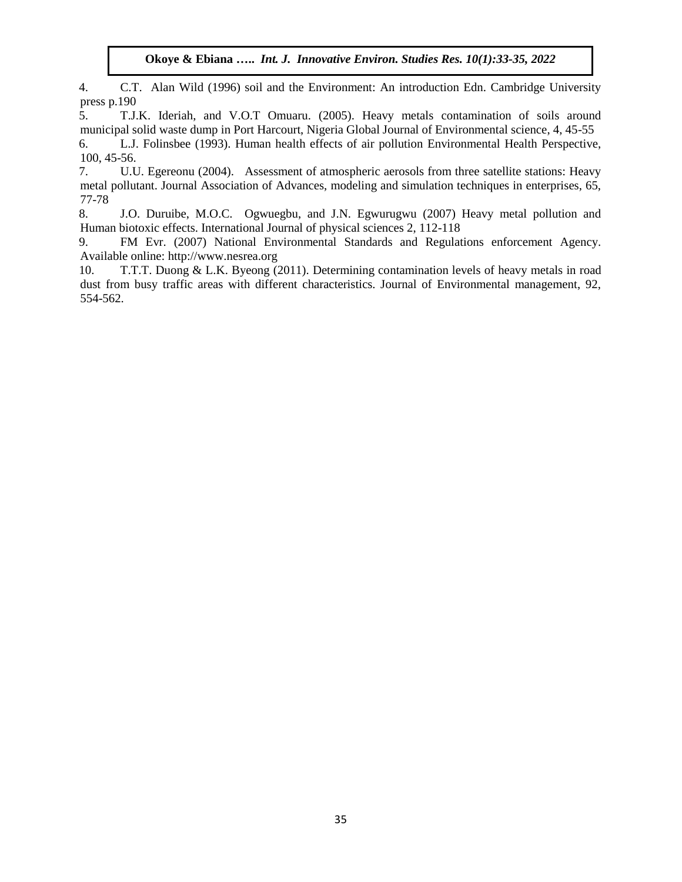4. C.T. Alan Wild (1996) soil and the Environment: An introduction Edn. Cambridge University press p.190
5. T.J.K. Ideriah, and V.O.T Omuaru. (2005). Heavy metals contamination of soils around municipal solid waste dump in Port Harcourt, Nigeria Global Journal of Environmental science, 4, 45-55
6. L.J. Folinsbee (1993). Human health effects of air pollution Environmental Health Perspective, 100, 45-56.
7. U.U. Egereonu (2004). Assessment of atmospheric aerosols from three satellite stations: Heavy metal pollutant. Journal Association of Advances, modeling and simulation techniques in enterprises, 65, 77-78
8. J.O. Duruibe, M.O.C. Ogwuegbu, and J.N. Egwurugwu (2007) Heavy metal pollution and Human biotoxic effects. International Journal of physical sciences 2, 112-118
9. FM Evr. (2007) National Environmental Standards and Regulations enforcement Agency. Available online: http://www.nesrea.org
10. T.T.T. Duong & L.K. Byeong (2011). Determining contamination levels of heavy metals in road dust from busy traffic areas with different characteristics. Journal of Environmental management, 92, 554-562.